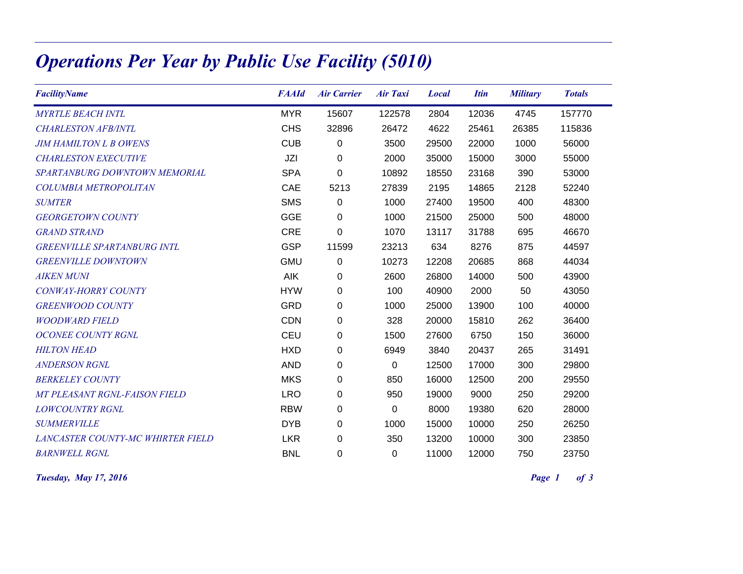# *Operations Per Year by Public Use Facility (5010)*

| *FacilityName* | *FAAId* | *Air Carrier* | *Air Taxi* | *Local* | *Itin* | *Military* | *Totals* |
|---|---|---|---|---|---|---|---|
| *MYRTLE BEACH INTL* | MYR | 15607 | 122578 | 2804 | 12036 | 4745 | 157770 |
| *CHARLESTON AFB/INTL* | CHS | 32896 | 26472 | 4622 | 25461 | 26385 | 115836 |
| *JIM HAMILTON L B OWENS* | CUB | 0 | 3500 | 29500 | 22000 | 1000 | 56000 |
| *CHARLESTON EXECUTIVE* | JZI | 0 | 2000 | 35000 | 15000 | 3000 | 55000 |
| *SPARTANBURG DOWNTOWN MEMORIAL* | SPA | 0 | 10892 | 18550 | 23168 | 390 | 53000 |
| *COLUMBIA METROPOLITAN* | CAE | 5213 | 27839 | 2195 | 14865 | 2128 | 52240 |
| *SUMTER* | SMS | 0 | 1000 | 27400 | 19500 | 400 | 48300 |
| *GEORGETOWN COUNTY* | GGE | 0 | 1000 | 21500 | 25000 | 500 | 48000 |
| *GRAND STRAND* | CRE | 0 | 1070 | 13117 | 31788 | 695 | 46670 |
| *GREENVILLE SPARTANBURG INTL* | GSP | 11599 | 23213 | 634 | 8276 | 875 | 44597 |
| *GREENVILLE DOWNTOWN* | GMU | 0 | 10273 | 12208 | 20685 | 868 | 44034 |
| *AIKEN MUNI* | AIK | 0 | 2600 | 26800 | 14000 | 500 | 43900 |
| *CONWAY-HORRY COUNTY* | HYW | 0 | 100 | 40900 | 2000 | 50 | 43050 |
| *GREENWOOD COUNTY* | GRD | 0 | 1000 | 25000 | 13900 | 100 | 40000 |
| *WOODWARD FIELD* | CDN | 0 | 328 | 20000 | 15810 | 262 | 36400 |
| *OCONEE COUNTY RGNL* | CEU | 0 | 1500 | 27600 | 6750 | 150 | 36000 |
| *HILTON HEAD* | HXD | 0 | 6949 | 3840 | 20437 | 265 | 31491 |
| *ANDERSON RGNL* | AND | 0 | 0 | 12500 | 17000 | 300 | 29800 |
| *BERKELEY COUNTY* | MKS | 0 | 850 | 16000 | 12500 | 200 | 29550 |
| *MT PLEASANT RGNL-FAISON FIELD* | LRO | 0 | 950 | 19000 | 9000 | 250 | 29200 |
| *LOWCOUNTRY RGNL* | RBW | 0 | 0 | 8000 | 19380 | 620 | 28000 |
| *SUMMERVILLE* | DYB | 0 | 1000 | 15000 | 10000 | 250 | 26250 |
| *LANCASTER COUNTY-MC WHIRTER FIELD* | LKR | 0 | 350 | 13200 | 10000 | 300 | 23850 |
| *BARNWELL RGNL* | BNL | 0 | 0 | 11000 | 12000 | 750 | 23750 |

*Tuesday, May 17, 2016*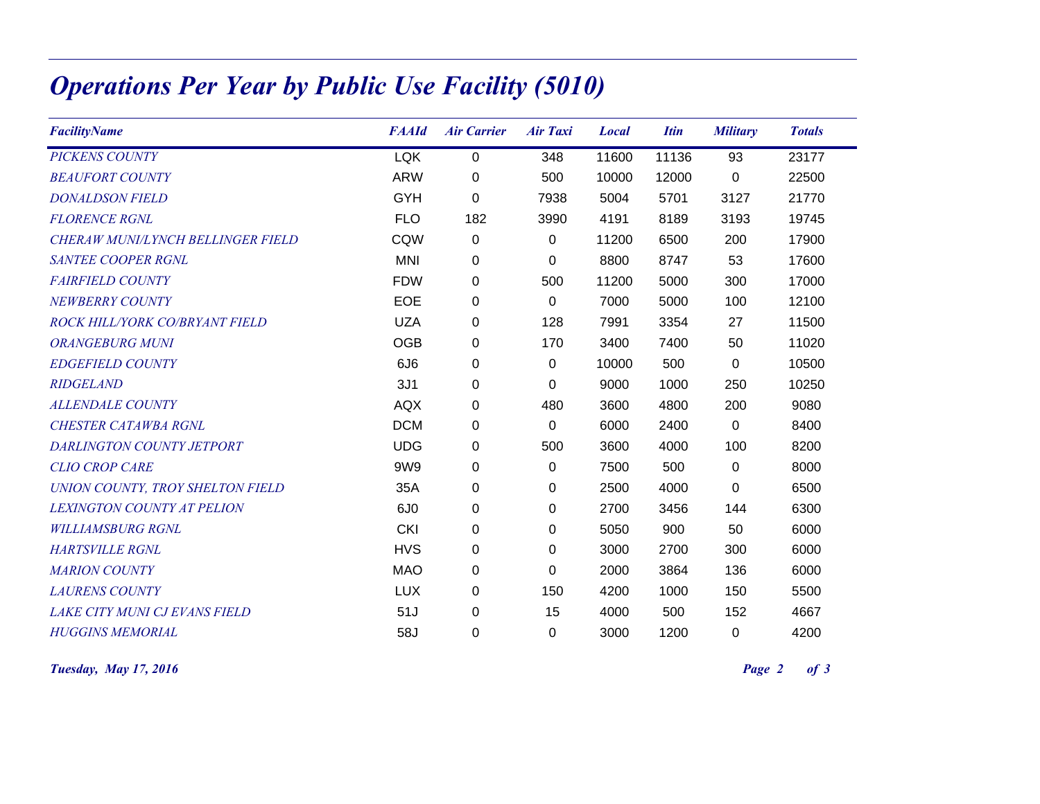# *Operations Per Year by Public Use Facility (5010)*

| FacilityName | FAAId | Air Carrier | Air Taxi | Local | Itin | Military | Totals |
|---|---|---|---|---|---|---|---|
| PICKENS COUNTY | LQK | 0 | 348 | 11600 | 11136 | 93 | 23177 |
| BEAUFORT COUNTY | ARW | 0 | 500 | 10000 | 12000 | 0 | 22500 |
| DONALDSON FIELD | GYH | 0 | 7938 | 5004 | 5701 | 3127 | 21770 |
| FLORENCE RGNL | FLO | 182 | 3990 | 4191 | 8189 | 3193 | 19745 |
| CHERAW MUNI/LYNCH BELLINGER FIELD | CQW | 0 | 0 | 11200 | 6500 | 200 | 17900 |
| SANTEE COOPER RGNL | MNI | 0 | 0 | 8800 | 8747 | 53 | 17600 |
| FAIRFIELD COUNTY | FDW | 0 | 500 | 11200 | 5000 | 300 | 17000 |
| NEWBERRY COUNTY | EOE | 0 | 0 | 7000 | 5000 | 100 | 12100 |
| ROCK HILL/YORK CO/BRYANT FIELD | UZA | 0 | 128 | 7991 | 3354 | 27 | 11500 |
| ORANGEBURG MUNI | OGB | 0 | 170 | 3400 | 7400 | 50 | 11020 |
| EDGEFIELD COUNTY | 6J6 | 0 | 0 | 10000 | 500 | 0 | 10500 |
| RIDGELAND | 3J1 | 0 | 0 | 9000 | 1000 | 250 | 10250 |
| ALLENDALE COUNTY | AQX | 0 | 480 | 3600 | 4800 | 200 | 9080 |
| CHESTER CATAWBA RGNL | DCM | 0 | 0 | 6000 | 2400 | 0 | 8400 |
| DARLINGTON COUNTY JETPORT | UDG | 0 | 500 | 3600 | 4000 | 100 | 8200 |
| CLIO CROP CARE | 9W9 | 0 | 0 | 7500 | 500 | 0 | 8000 |
| UNION COUNTY, TROY SHELTON FIELD | 35A | 0 | 0 | 2500 | 4000 | 0 | 6500 |
| LEXINGTON COUNTY AT PELION | 6J0 | 0 | 0 | 2700 | 3456 | 144 | 6300 |
| WILLIAMSBURG RGNL | CKI | 0 | 0 | 5050 | 900 | 50 | 6000 |
| HARTSVILLE RGNL | HVS | 0 | 0 | 3000 | 2700 | 300 | 6000 |
| MARION COUNTY | MAO | 0 | 0 | 2000 | 3864 | 136 | 6000 |
| LAURENS COUNTY | LUX | 0 | 150 | 4200 | 1000 | 150 | 5500 |
| LAKE CITY MUNI CJ EVANS FIELD | 51J | 0 | 15 | 4000 | 500 | 152 | 4667 |
| HUGGINS MEMORIAL | 58J | 0 | 0 | 3000 | 1200 | 0 | 4200 |

*Tuesday, May 17, 2016*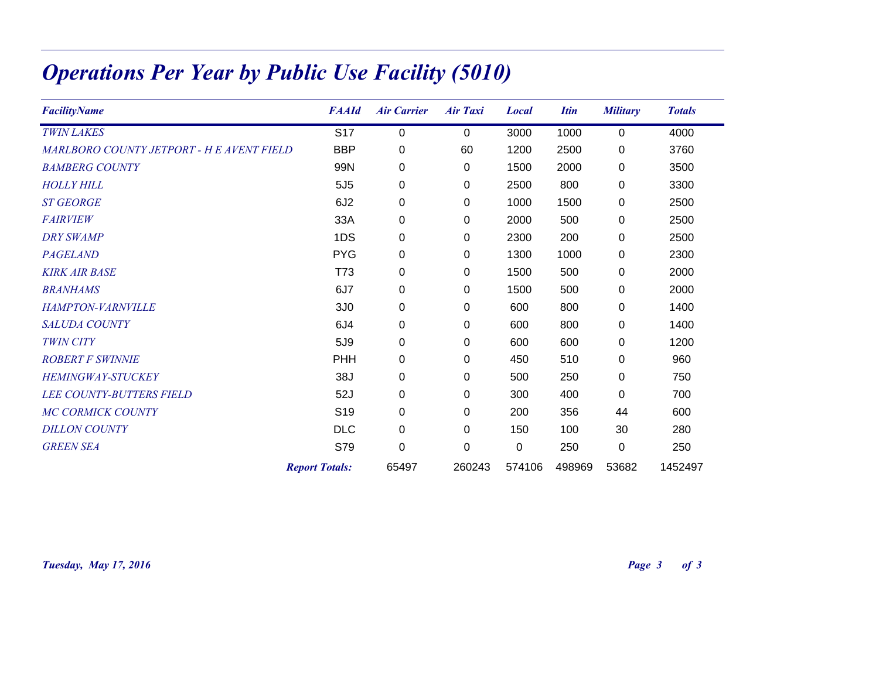# *Operations Per Year by Public Use Facility (5010)*

| *FacilityName* | *FAAId* | *Air Carrier* | *Air Taxi* | *Local* | *Itin* | *Military* | *Totals* |
|---|---|---|---|---|---|---|---|
| *TWIN LAKES* | S17 | 0 | 0 | 3000 | 1000 | 0 | 4000 |
| *MARLBORO COUNTY JETPORT - H E AVENT FIELD* | BBP | 0 | 60 | 1200 | 2500 | 0 | 3760 |
| *BAMBERG COUNTY* | 99N | 0 | 0 | 1500 | 2000 | 0 | 3500 |
| *HOLLY HILL* | 5J5 | 0 | 0 | 2500 | 800 | 0 | 3300 |
| *ST GEORGE* | 6J2 | 0 | 0 | 1000 | 1500 | 0 | 2500 |
| *FAIRVIEW* | 33A | 0 | 0 | 2000 | 500 | 0 | 2500 |
| *DRY SWAMP* | 1DS | 0 | 0 | 2300 | 200 | 0 | 2500 |
| *PAGELAND* | PYG | 0 | 0 | 1300 | 1000 | 0 | 2300 |
| *KIRK AIR BASE* | T73 | 0 | 0 | 1500 | 500 | 0 | 2000 |
| *BRANHAMS* | 6J7 | 0 | 0 | 1500 | 500 | 0 | 2000 |
| *HAMPTON-VARNVILLE* | 3J0 | 0 | 0 | 600 | 800 | 0 | 1400 |
| *SALUDA COUNTY* | 6J4 | 0 | 0 | 600 | 800 | 0 | 1400 |
| *TWIN CITY* | 5J9 | 0 | 0 | 600 | 600 | 0 | 1200 |
| *ROBERT F SWINNIE* | PHH | 0 | 0 | 450 | 510 | 0 | 960 |
| *HEMINGWAY-STUCKEY* | 38J | 0 | 0 | 500 | 250 | 0 | 750 |
| *LEE COUNTY-BUTTERS FIELD* | 52J | 0 | 0 | 300 | 400 | 0 | 700 |
| *MC CORMICK COUNTY* | S19 | 0 | 0 | 200 | 356 | 44 | 600 |
| *DILLON COUNTY* | DLC | 0 | 0 | 150 | 100 | 30 | 280 |
| *GREEN SEA* | S79 | 0 | 0 | 0 | 250 | 0 | 250 |
| | ***Report Totals:*** | 65497 | 260243 | 574106 | 498969 | 53682 | 1452497 |

*Tuesday, May 17, 2016*